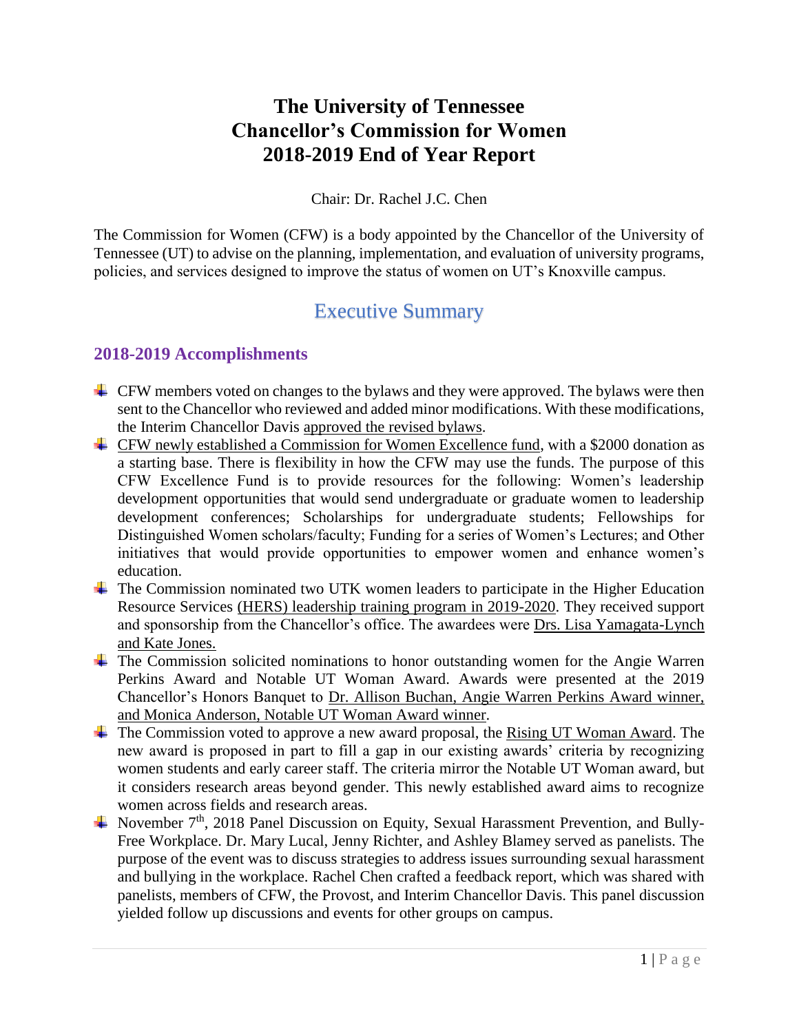# The University of Tennessee
# Chancellor's Commission for Women
# 2018-2019 End of Year Report

Chair: Dr. Rachel J.C. Chen

The Commission for Women (CFW) is a body appointed by the Chancellor of the University of Tennessee (UT) to advise on the planning, implementation, and evaluation of university programs, policies, and services designed to improve the status of women on UT's Knoxville campus.

## Executive Summary

### 2018-2019 Accomplishments

- CFW members voted on changes to the bylaws and they were approved. The bylaws were then sent to the Chancellor who reviewed and added minor modifications. With these modifications, the Interim Chancellor Davis approved the revised bylaws.
- CFW newly established a Commission for Women Excellence fund, with a $2000 donation as a starting base. There is flexibility in how the CFW may use the funds. The purpose of this CFW Excellence Fund is to provide resources for the following: Women's leadership development opportunities that would send undergraduate or graduate women to leadership development conferences; Scholarships for undergraduate students; Fellowships for Distinguished Women scholars/faculty; Funding for a series of Women's Lectures; and Other initiatives that would provide opportunities to empower women and enhance women's education.
- The Commission nominated two UTK women leaders to participate in the Higher Education Resource Services (HERS) leadership training program in 2019-2020. They received support and sponsorship from the Chancellor's office. The awardees were Drs. Lisa Yamagata-Lynch and Kate Jones.
- The Commission solicited nominations to honor outstanding women for the Angie Warren Perkins Award and Notable UT Woman Award. Awards were presented at the 2019 Chancellor's Honors Banquet to Dr. Allison Buchan, Angie Warren Perkins Award winner, and Monica Anderson, Notable UT Woman Award winner.
- The Commission voted to approve a new award proposal, the Rising UT Woman Award. The new award is proposed in part to fill a gap in our existing awards' criteria by recognizing women students and early career staff. The criteria mirror the Notable UT Woman award, but it considers research areas beyond gender. This newly established award aims to recognize women across fields and research areas.
- November 7th, 2018 Panel Discussion on Equity, Sexual Harassment Prevention, and Bully-Free Workplace. Dr. Mary Lucal, Jenny Richter, and Ashley Blamey served as panelists. The purpose of the event was to discuss strategies to address issues surrounding sexual harassment and bullying in the workplace. Rachel Chen crafted a feedback report, which was shared with panelists, members of CFW, the Provost, and Interim Chancellor Davis. This panel discussion yielded follow up discussions and events for other groups on campus.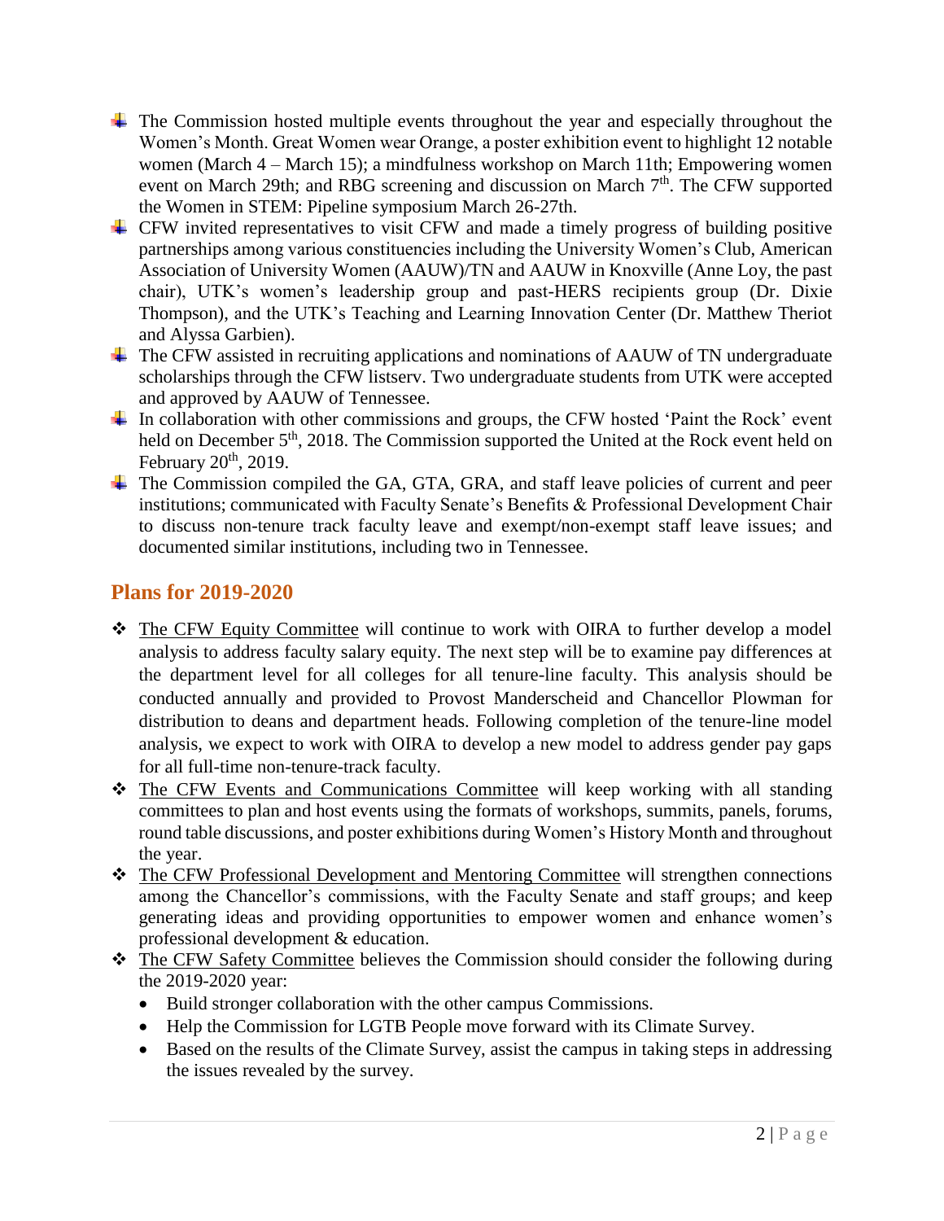- The Commission hosted multiple events throughout the year and especially throughout the Women's Month. Great Women wear Orange, a poster exhibition event to highlight 12 notable women (March 4 – March 15); a mindfulness workshop on March 11th; Empowering women event on March 29th; and RBG screening and discussion on March 7th. The CFW supported the Women in STEM: Pipeline symposium March 26-27th.
- CFW invited representatives to visit CFW and made a timely progress of building positive partnerships among various constituencies including the University Women's Club, American Association of University Women (AAUW)/TN and AAUW in Knoxville (Anne Loy, the past chair), UTK's women's leadership group and past-HERS recipients group (Dr. Dixie Thompson), and the UTK's Teaching and Learning Innovation Center (Dr. Matthew Theriot and Alyssa Garbien).
- The CFW assisted in recruiting applications and nominations of AAUW of TN undergraduate scholarships through the CFW listserv. Two undergraduate students from UTK were accepted and approved by AAUW of Tennessee.
- In collaboration with other commissions and groups, the CFW hosted 'Paint the Rock' event held on December 5th, 2018. The Commission supported the United at the Rock event held on February 20th, 2019.
- The Commission compiled the GA, GTA, GRA, and staff leave policies of current and peer institutions; communicated with Faculty Senate's Benefits & Professional Development Chair to discuss non-tenure track faculty leave and exempt/non-exempt staff leave issues; and documented similar institutions, including two in Tennessee.

## Plans for 2019-2020

- The CFW Equity Committee will continue to work with OIRA to further develop a model analysis to address faculty salary equity. The next step will be to examine pay differences at the department level for all colleges for all tenure-line faculty. This analysis should be conducted annually and provided to Provost Manderscheid and Chancellor Plowman for distribution to deans and department heads. Following completion of the tenure-line model analysis, we expect to work with OIRA to develop a new model to address gender pay gaps for all full-time non-tenure-track faculty.
- The CFW Events and Communications Committee will keep working with all standing committees to plan and host events using the formats of workshops, summits, panels, forums, round table discussions, and poster exhibitions during Women's History Month and throughout the year.
- The CFW Professional Development and Mentoring Committee will strengthen connections among the Chancellor's commissions, with the Faculty Senate and staff groups; and keep generating ideas and providing opportunities to empower women and enhance women's professional development & education.
- The CFW Safety Committee believes the Commission should consider the following during the 2019-2020 year:
  - Build stronger collaboration with the other campus Commissions.
  - Help the Commission for LGTB People move forward with its Climate Survey.
  - Based on the results of the Climate Survey, assist the campus in taking steps in addressing the issues revealed by the survey.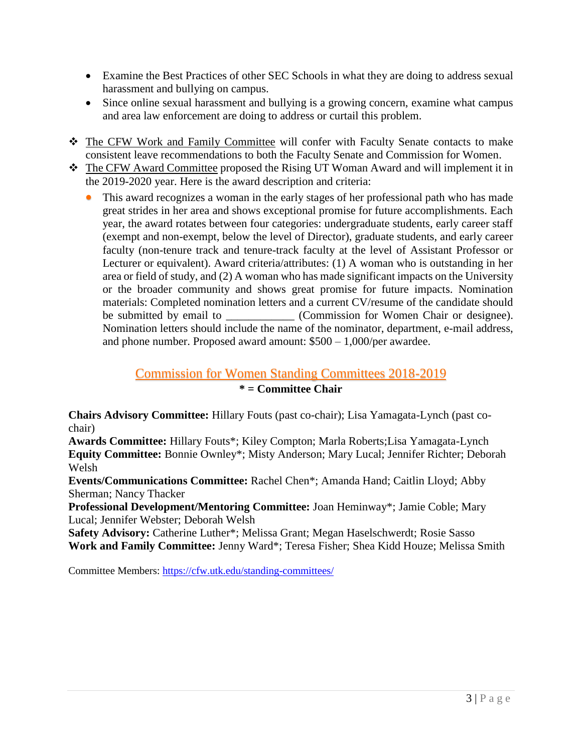- Examine the Best Practices of other SEC Schools in what they are doing to address sexual harassment and bullying on campus.
- Since online sexual harassment and bullying is a growing concern, examine what campus and area law enforcement are doing to address or curtail this problem.

- The CFW Work and Family Committee will confer with Faculty Senate contacts to make consistent leave recommendations to both the Faculty Senate and Commission for Women.
- The CFW Award Committee proposed the Rising UT Woman Award and will implement it in the 2019-2020 year. Here is the award description and criteria:
  - This award recognizes a woman in the early stages of her professional path who has made great strides in her area and shows exceptional promise for future accomplishments. Each year, the award rotates between four categories: undergraduate students, early career staff (exempt and non-exempt, below the level of Director), graduate students, and early career faculty (non-tenure track and tenure-track faculty at the level of Assistant Professor or Lecturer or equivalent). Award criteria/attributes: (1) A woman who is outstanding in her area or field of study, and (2) A woman who has made significant impacts on the University or the broader community and shows great promise for future impacts. Nomination materials: Completed nomination letters and a current CV/resume of the candidate should be submitted by email to ____________ (Commission for Women Chair or designee). Nomination letters should include the name of the nominator, department, e-mail address, and phone number. Proposed award amount: $500 – 1,000/per awardee.

## Commission for Women Standing Committees 2018-2019

**\* = Committee Chair**

**Chairs Advisory Committee:** Hillary Fouts (past co-chair); Lisa Yamagata-Lynch (past co-chair)
**Awards Committee:** Hillary Fouts*; Kiley Compton; Marla Roberts;Lisa Yamagata-Lynch
**Equity Committee:** Bonnie Ownley*; Misty Anderson; Mary Lucal; Jennifer Richter; Deborah Welsh
**Events/Communications Committee:** Rachel Chen*; Amanda Hand; Caitlin Lloyd; Abby Sherman; Nancy Thacker
**Professional Development/Mentoring Committee:** Joan Heminway*; Jamie Coble; Mary Lucal; Jennifer Webster; Deborah Welsh
**Safety Advisory:** Catherine Luther*; Melissa Grant; Megan Haselschwerdt; Rosie Sasso
**Work and Family Committee:** Jenny Ward*; Teresa Fisher; Shea Kidd Houze; Melissa Smith

Committee Members: https://cfw.utk.edu/standing-committees/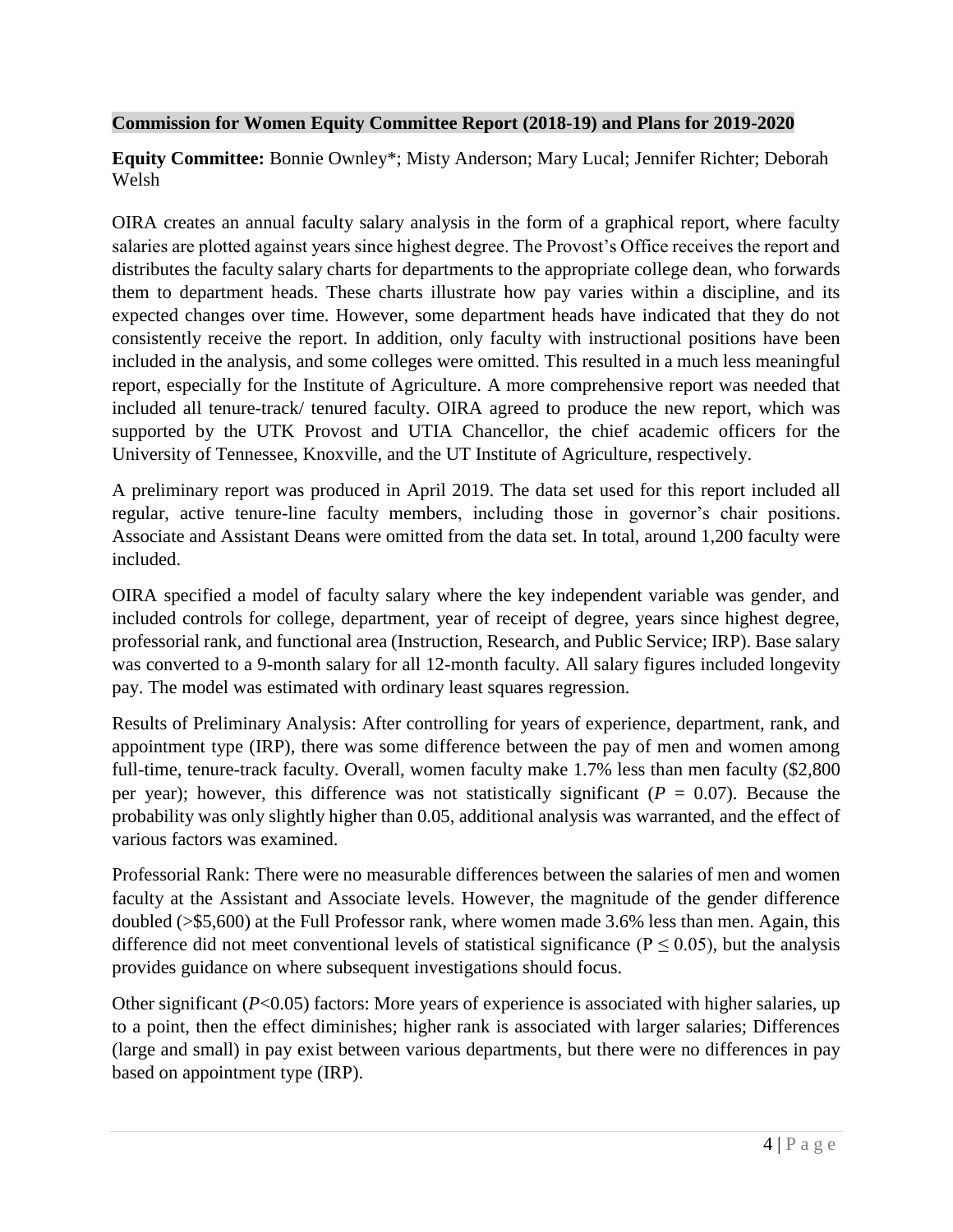## Commission for Women Equity Committee Report (2018-19) and Plans for 2019-2020

**Equity Committee:** Bonnie Ownley*; Misty Anderson; Mary Lucal; Jennifer Richter; Deborah Welsh

OIRA creates an annual faculty salary analysis in the form of a graphical report, where faculty salaries are plotted against years since highest degree. The Provost's Office receives the report and distributes the faculty salary charts for departments to the appropriate college dean, who forwards them to department heads. These charts illustrate how pay varies within a discipline, and its expected changes over time. However, some department heads have indicated that they do not consistently receive the report. In addition, only faculty with instructional positions have been included in the analysis, and some colleges were omitted. This resulted in a much less meaningful report, especially for the Institute of Agriculture. A more comprehensive report was needed that included all tenure-track/ tenured faculty. OIRA agreed to produce the new report, which was supported by the UTK Provost and UTIA Chancellor, the chief academic officers for the University of Tennessee, Knoxville, and the UT Institute of Agriculture, respectively.

A preliminary report was produced in April 2019. The data set used for this report included all regular, active tenure-line faculty members, including those in governor's chair positions. Associate and Assistant Deans were omitted from the data set. In total, around 1,200 faculty were included.

OIRA specified a model of faculty salary where the key independent variable was gender, and included controls for college, department, year of receipt of degree, years since highest degree, professorial rank, and functional area (Instruction, Research, and Public Service; IRP). Base salary was converted to a 9-month salary for all 12-month faculty. All salary figures included longevity pay. The model was estimated with ordinary least squares regression.

Results of Preliminary Analysis: After controlling for years of experience, department, rank, and appointment type (IRP), there was some difference between the pay of men and women among full-time, tenure-track faculty. Overall, women faculty make 1.7% less than men faculty ($2,800 per year); however, this difference was not statistically significant ($P$ = 0.07). Because the probability was only slightly higher than 0.05, additional analysis was warranted, and the effect of various factors was examined.

Professorial Rank: There were no measurable differences between the salaries of men and women faculty at the Assistant and Associate levels. However, the magnitude of the gender difference doubled (>$5,600) at the Full Professor rank, where women made 3.6% less than men. Again, this difference did not meet conventional levels of statistical significance ($P \leq 0.05$), but the analysis provides guidance on where subsequent investigations should focus.

Other significant ($P$<0.05) factors: More years of experience is associated with higher salaries, up to a point, then the effect diminishes; higher rank is associated with larger salaries; Differences (large and small) in pay exist between various departments, but there were no differences in pay based on appointment type (IRP).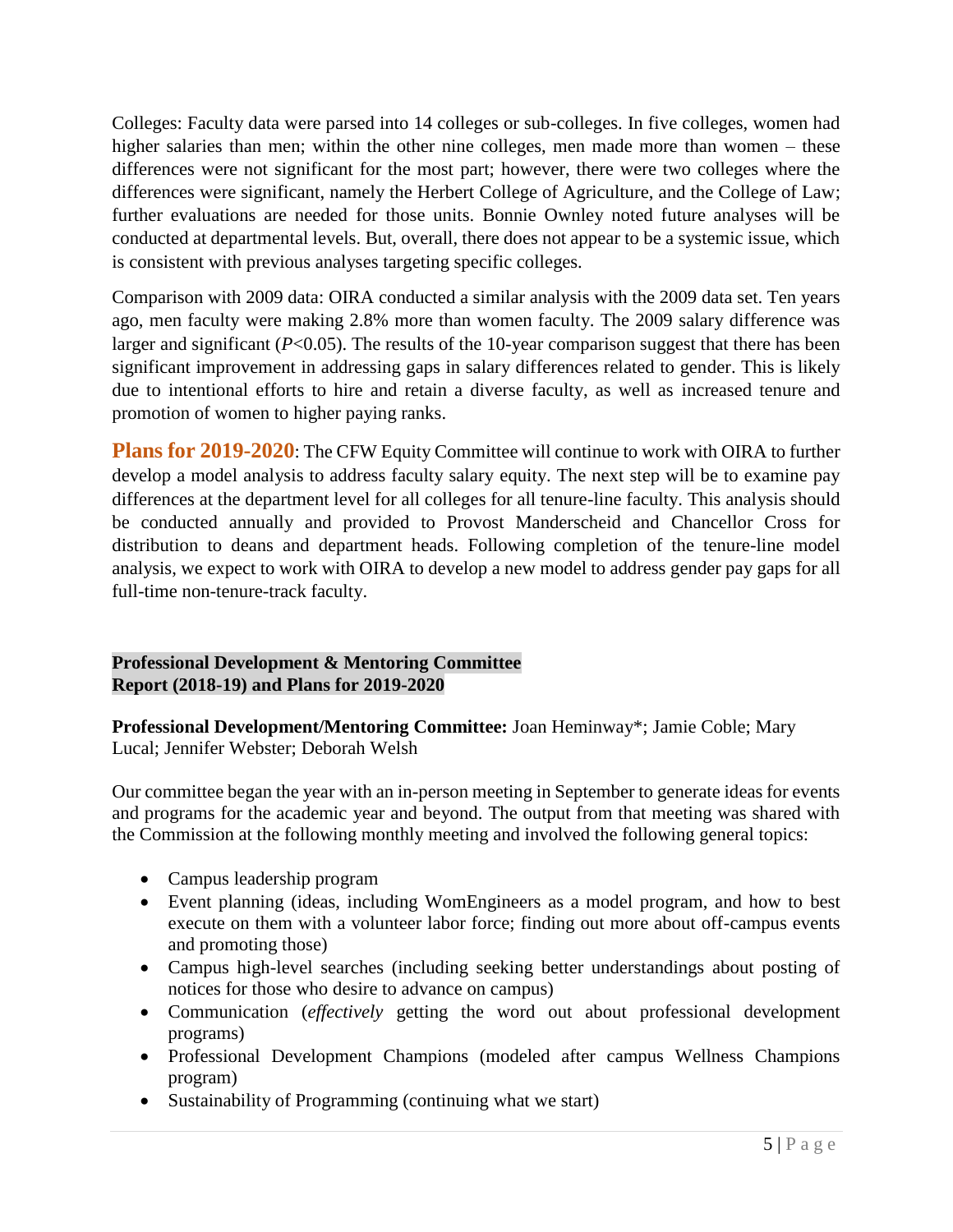Colleges: Faculty data were parsed into 14 colleges or sub-colleges. In five colleges, women had higher salaries than men; within the other nine colleges, men made more than women – these differences were not significant for the most part; however, there were two colleges where the differences were significant, namely the Herbert College of Agriculture, and the College of Law; further evaluations are needed for those units. Bonnie Ownley noted future analyses will be conducted at departmental levels. But, overall, there does not appear to be a systemic issue, which is consistent with previous analyses targeting specific colleges.

Comparison with 2009 data: OIRA conducted a similar analysis with the 2009 data set. Ten years ago, men faculty were making 2.8% more than women faculty. The 2009 salary difference was larger and significant ($P<0.05$). The results of the 10-year comparison suggest that there has been significant improvement in addressing gaps in salary differences related to gender. This is likely due to intentional efforts to hire and retain a diverse faculty, as well as increased tenure and promotion of women to higher paying ranks.

**Plans for 2019-2020**: The CFW Equity Committee will continue to work with OIRA to further develop a model analysis to address faculty salary equity. The next step will be to examine pay differences at the department level for all colleges for all tenure-line faculty. This analysis should be conducted annually and provided to Provost Manderscheid and Chancellor Cross for distribution to deans and department heads. Following completion of the tenure-line model analysis, we expect to work with OIRA to develop a new model to address gender pay gaps for all full-time non-tenure-track faculty.

## Professional Development & Mentoring Committee Report (2018-19) and Plans for 2019-2020

**Professional Development/Mentoring Committee:** Joan Heminway*; Jamie Coble; Mary Lucal; Jennifer Webster; Deborah Welsh

Our committee began the year with an in-person meeting in September to generate ideas for events and programs for the academic year and beyond. The output from that meeting was shared with the Commission at the following monthly meeting and involved the following general topics:

- Campus leadership program
- Event planning (ideas, including WomEngineers as a model program, and how to best execute on them with a volunteer labor force; finding out more about off-campus events and promoting those)
- Campus high-level searches (including seeking better understandings about posting of notices for those who desire to advance on campus)
- Communication (*effectively* getting the word out about professional development programs)
- Professional Development Champions (modeled after campus Wellness Champions program)
- Sustainability of Programming (continuing what we start)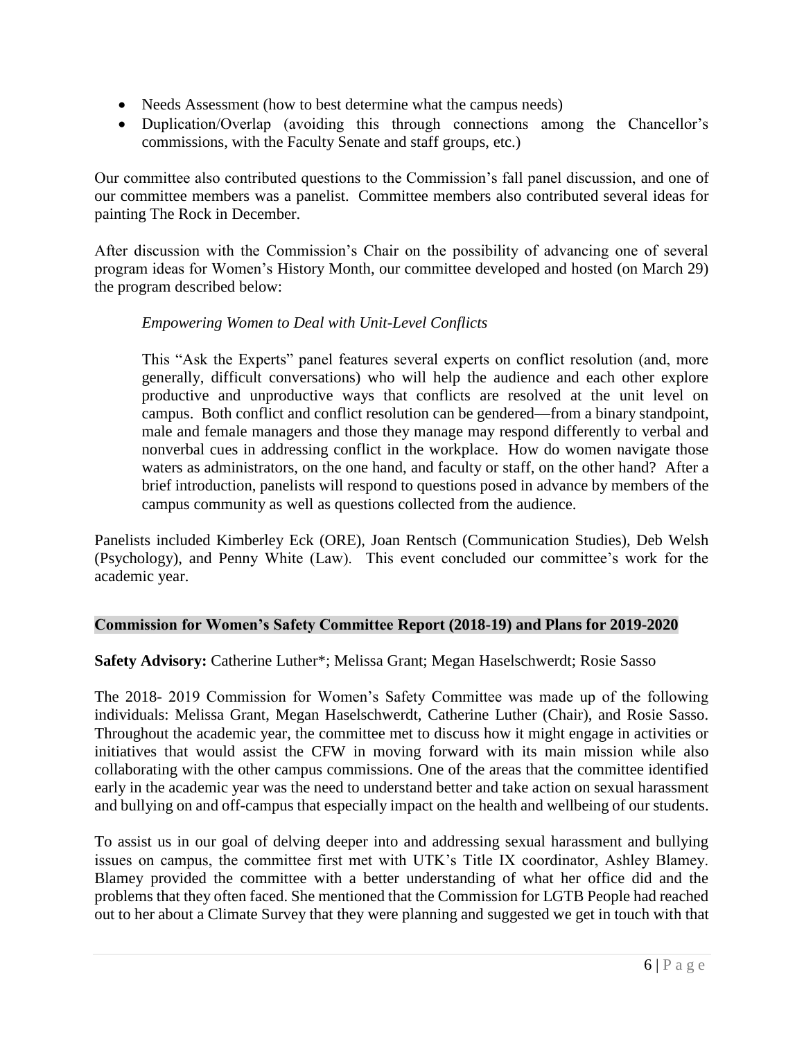- Needs Assessment (how to best determine what the campus needs)
- Duplication/Overlap (avoiding this through connections among the Chancellor's commissions, with the Faculty Senate and staff groups, etc.)

Our committee also contributed questions to the Commission's fall panel discussion, and one of our committee members was a panelist. Committee members also contributed several ideas for painting The Rock in December.

After discussion with the Commission's Chair on the possibility of advancing one of several program ideas for Women's History Month, our committee developed and hosted (on March 29) the program described below:

> *Empowering Women to Deal with Unit-Level Conflicts*
>
> This "Ask the Experts" panel features several experts on conflict resolution (and, more generally, difficult conversations) who will help the audience and each other explore productive and unproductive ways that conflicts are resolved at the unit level on campus. Both conflict and conflict resolution can be gendered—from a binary standpoint, male and female managers and those they manage may respond differently to verbal and nonverbal cues in addressing conflict in the workplace. How do women navigate those waters as administrators, on the one hand, and faculty or staff, on the other hand? After a brief introduction, panelists will respond to questions posed in advance by members of the campus community as well as questions collected from the audience.

Panelists included Kimberley Eck (ORE), Joan Rentsch (Communication Studies), Deb Welsh (Psychology), and Penny White (Law). This event concluded our committee's work for the academic year.

## Commission for Women's Safety Committee Report (2018-19) and Plans for 2019-2020

**Safety Advisory:** Catherine Luther*; Melissa Grant; Megan Haselschwerdt; Rosie Sasso

The 2018- 2019 Commission for Women's Safety Committee was made up of the following individuals: Melissa Grant, Megan Haselschwerdt, Catherine Luther (Chair), and Rosie Sasso. Throughout the academic year, the committee met to discuss how it might engage in activities or initiatives that would assist the CFW in moving forward with its main mission while also collaborating with the other campus commissions. One of the areas that the committee identified early in the academic year was the need to understand better and take action on sexual harassment and bullying on and off-campus that especially impact on the health and wellbeing of our students.

To assist us in our goal of delving deeper into and addressing sexual harassment and bullying issues on campus, the committee first met with UTK's Title IX coordinator, Ashley Blamey. Blamey provided the committee with a better understanding of what her office did and the problems that they often faced. She mentioned that the Commission for LGTB People had reached out to her about a Climate Survey that they were planning and suggested we get in touch with that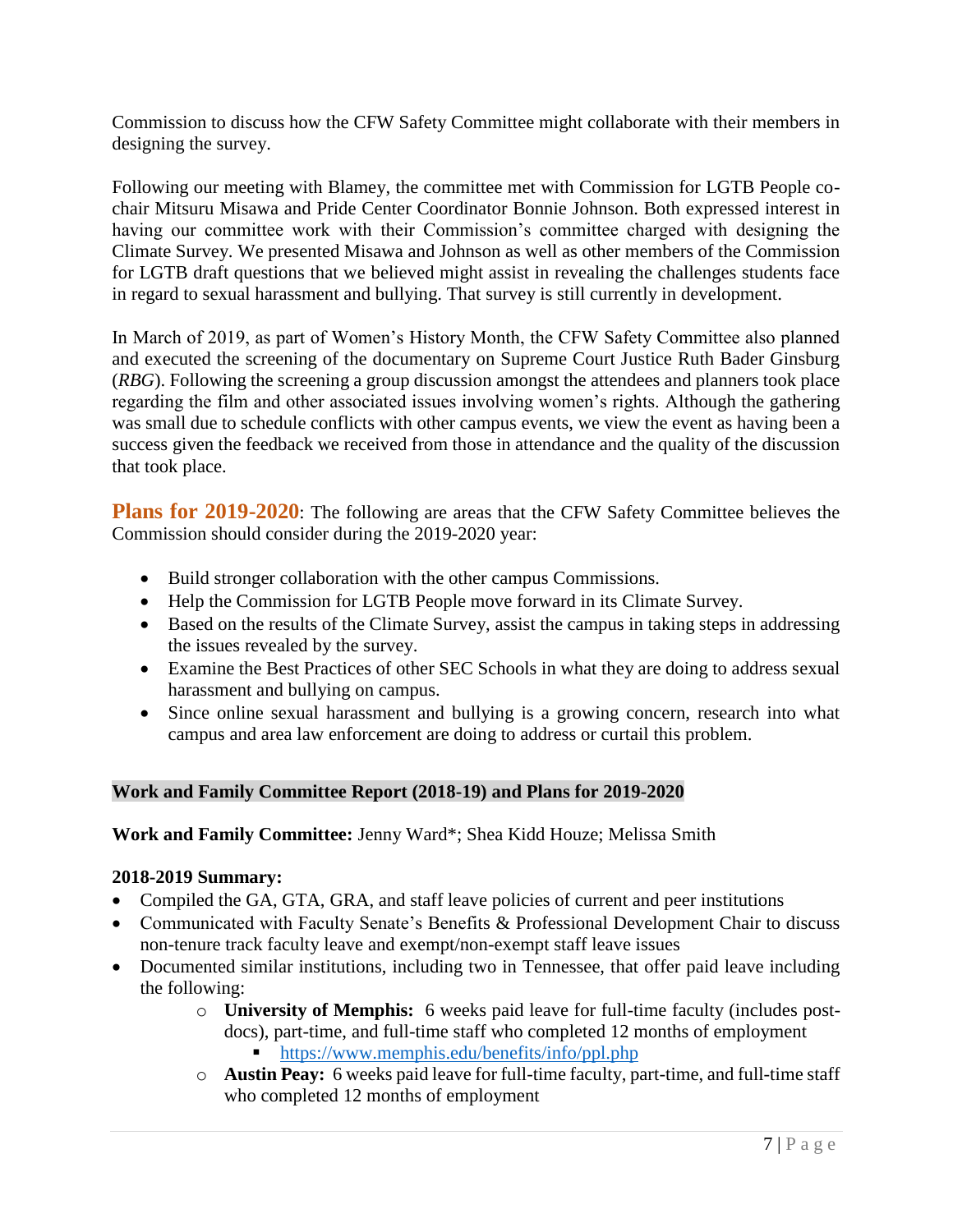Commission to discuss how the CFW Safety Committee might collaborate with their members in designing the survey.

Following our meeting with Blamey, the committee met with Commission for LGTB People co-chair Mitsuru Misawa and Pride Center Coordinator Bonnie Johnson. Both expressed interest in having our committee work with their Commission's committee charged with designing the Climate Survey. We presented Misawa and Johnson as well as other members of the Commission for LGTB draft questions that we believed might assist in revealing the challenges students face in regard to sexual harassment and bullying. That survey is still currently in development.

In March of 2019, as part of Women's History Month, the CFW Safety Committee also planned and executed the screening of the documentary on Supreme Court Justice Ruth Bader Ginsburg (*RBG*). Following the screening a group discussion amongst the attendees and planners took place regarding the film and other associated issues involving women's rights. Although the gathering was small due to schedule conflicts with other campus events, we view the event as having been a success given the feedback we received from those in attendance and the quality of the discussion that took place.

**Plans for 2019-2020**: The following are areas that the CFW Safety Committee believes the Commission should consider during the 2019-2020 year:

- Build stronger collaboration with the other campus Commissions.
- Help the Commission for LGTB People move forward in its Climate Survey.
- Based on the results of the Climate Survey, assist the campus in taking steps in addressing the issues revealed by the survey.
- Examine the Best Practices of other SEC Schools in what they are doing to address sexual harassment and bullying on campus.
- Since online sexual harassment and bullying is a growing concern, research into what campus and area law enforcement are doing to address or curtail this problem.

## Work and Family Committee Report (2018-19) and Plans for 2019-2020

**Work and Family Committee:** Jenny Ward*; Shea Kidd Houze; Melissa Smith

**2018-2019 Summary:**

- Compiled the GA, GTA, GRA, and staff leave policies of current and peer institutions
- Communicated with Faculty Senate's Benefits & Professional Development Chair to discuss non-tenure track faculty leave and exempt/non-exempt staff leave issues
- Documented similar institutions, including two in Tennessee, that offer paid leave including the following:
    - **University of Memphis:** 6 weeks paid leave for full-time faculty (includes post-docs), part-time, and full-time staff who completed 12 months of employment
        - https://www.memphis.edu/benefits/info/ppl.php
    - **Austin Peay:** 6 weeks paid leave for full-time faculty, part-time, and full-time staff who completed 12 months of employment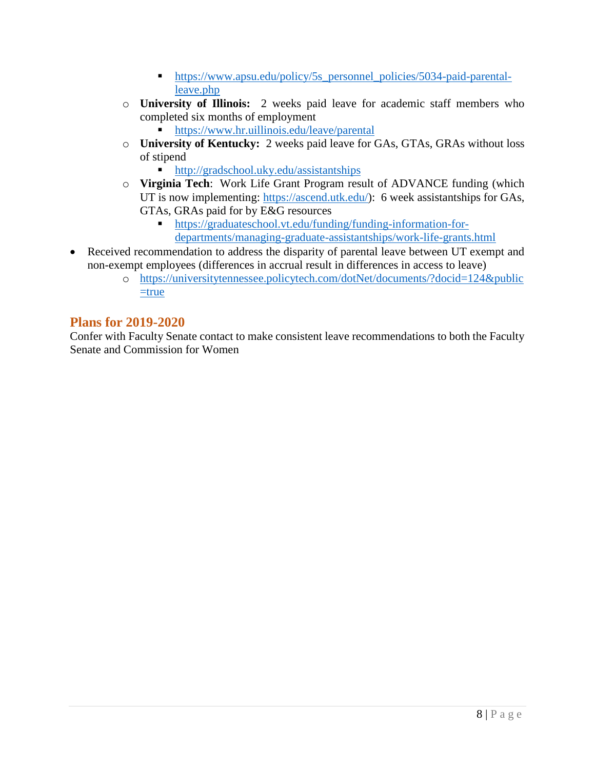- https://www.apsu.edu/policy/5s_personnel_policies/5034-paid-parental-leave.php
    - **University of Illinois:** 2 weeks paid leave for academic staff members who completed six months of employment
        - https://www.hr.uillinois.edu/leave/parental
    - **University of Kentucky:** 2 weeks paid leave for GAs, GTAs, GRAs without loss of stipend
        - http://gradschool.uky.edu/assistantships
    - **Virginia Tech**: Work Life Grant Program result of ADVANCE funding (which UT is now implementing: https://ascend.utk.edu/): 6 week assistantships for GAs, GTAs, GRAs paid for by E&G resources
        - https://graduateschool.vt.edu/funding/funding-information-for-departments/managing-graduate-assistantships/work-life-grants.html
- Received recommendation to address the disparity of parental leave between UT exempt and non-exempt employees (differences in accrual result in differences in access to leave)
    - https://universitytennessee.policytech.com/dotNet/documents/?docid=124&public=true

## Plans for 2019-2020

Confer with Faculty Senate contact to make consistent leave recommendations to both the Faculty Senate and Commission for Women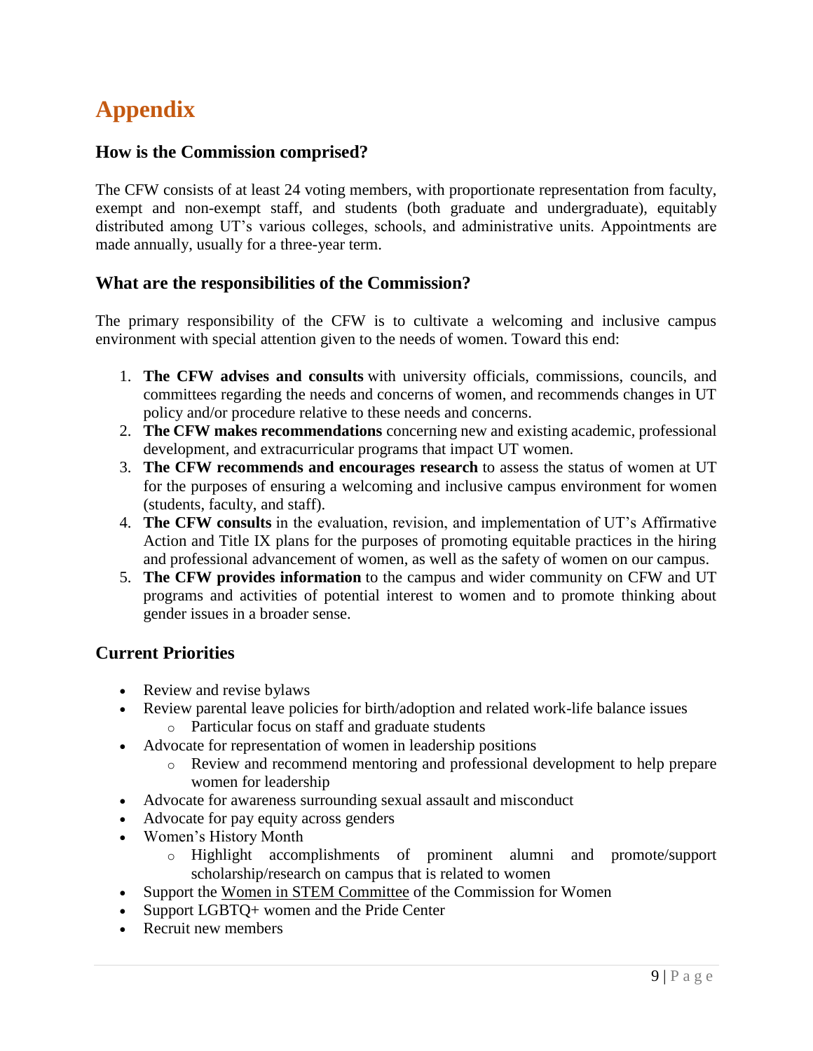# Appendix

## How is the Commission comprised?

The CFW consists of at least 24 voting members, with proportionate representation from faculty, exempt and non-exempt staff, and students (both graduate and undergraduate), equitably distributed among UT's various colleges, schools, and administrative units. Appointments are made annually, usually for a three-year term.

## What are the responsibilities of the Commission?

The primary responsibility of the CFW is to cultivate a welcoming and inclusive campus environment with special attention given to the needs of women. Toward this end:

1. **The CFW advises and consults** with university officials, commissions, councils, and committees regarding the needs and concerns of women, and recommends changes in UT policy and/or procedure relative to these needs and concerns.
2. **The CFW makes recommendations** concerning new and existing academic, professional development, and extracurricular programs that impact UT women.
3. **The CFW recommends and encourages research** to assess the status of women at UT for the purposes of ensuring a welcoming and inclusive campus environment for women (students, faculty, and staff).
4. **The CFW consults** in the evaluation, revision, and implementation of UT's Affirmative Action and Title IX plans for the purposes of promoting equitable practices in the hiring and professional advancement of women, as well as the safety of women on our campus.
5. **The CFW provides information** to the campus and wider community on CFW and UT programs and activities of potential interest to women and to promote thinking about gender issues in a broader sense.

## Current Priorities

- Review and revise bylaws
- Review parental leave policies for birth/adoption and related work-life balance issues
  - Particular focus on staff and graduate students
- Advocate for representation of women in leadership positions
  - Review and recommend mentoring and professional development to help prepare women for leadership
- Advocate for awareness surrounding sexual assault and misconduct
- Advocate for pay equity across genders
- Women's History Month
  - Highlight accomplishments of prominent alumni and promote/support scholarship/research on campus that is related to women
- Support the Women in STEM Committee of the Commission for Women
- Support LGBTQ+ women and the Pride Center
- Recruit new members